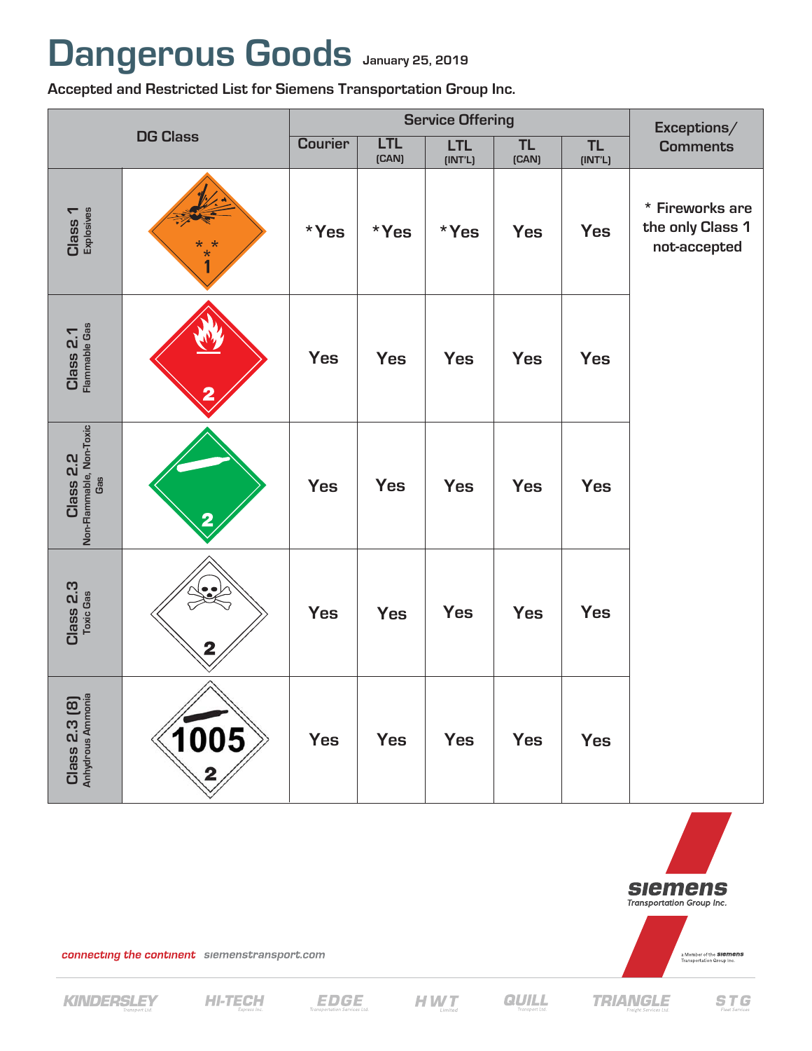# Dangerous Goods

January 25, 2019

**Accepted and Restricted List for Siemens Transportation Group Inc.**

| DG Class | | Service Offering | | | | | Exceptions/ Comments |
|---|---|---|---|---|---|---|---|
| | | Courier | LTL (CAN) | LTL (INT'L) | TL (CAN) | TL (INT'L) | |
| Class 1 Explosives | | *Yes | *Yes | *Yes | Yes | Yes | * Fireworks are the only Class 1 not-accepted |
| Class 2.1 Flammable Gas | | Yes | Yes | Yes | Yes | Yes | |
| Class 2.2 Non-Flammable, Non-Toxic Gas | | Yes | Yes | Yes | Yes | Yes | |
| Class 2.3 Toxic Gas | | Yes | Yes | Yes | Yes | Yes | |
| Class 2.3 (8) Anhydrous Ammonia | 1005 | Yes | Yes | Yes | Yes | Yes | |

siemens Transportation Group Inc.

*connecting the continent* siemenstransport.com

a Member of the siemens Transportation Group Inc.

KINDERSLEY Transport Ltd. HI-TECH Express Inc. EDGE Transportation Services Ltd. HWT Limited QUILL Transport Ltd. TRIANGLE Freight Services Ltd. STG Fleet Services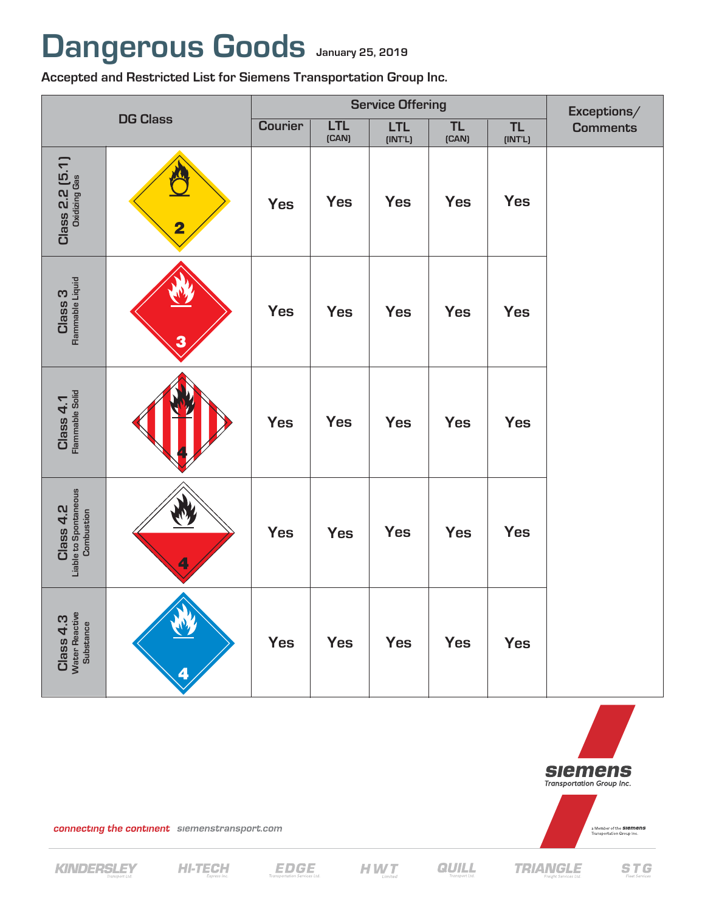# Dangerous Goods

January 25, 2019

**Accepted and Restricted List for Siemens Transportation Group Inc.**

| DG Class | | Service Offering | | | | | Exceptions/ Comments |
|---|---|---|---|---|---|---|---|
| | | Courier | LTL (CAN) | LTL (INT'L) | TL (CAN) | TL (INT'L) | |
| Class 2.2 (5.1) Oxidizing Gas | | Yes | Yes | Yes | Yes | Yes | |
| Class 3 Flammable Liquid | | Yes | Yes | Yes | Yes | Yes | |
| Class 4.1 Flammable Solid | | Yes | Yes | Yes | Yes | Yes | |
| Class 4.2 Liable to Spontaneous Combustion | | Yes | Yes | Yes | Yes | Yes | |
| Class 4.3 Water Reactive Substance | | Yes | Yes | Yes | Yes | Yes | |

siemens Transportation Group Inc.

*connecting the continent* siemenstransport.com

KINDERSLEY Transport Ltd. · HI-TECH Express Inc. · EDGE Transportation Services Ltd. · HWT Limited · QUILL Transport Ltd. · TRIANGLE Freight Services Ltd. · STG Fleet Services

a Member of the siemens Transportation Group Inc.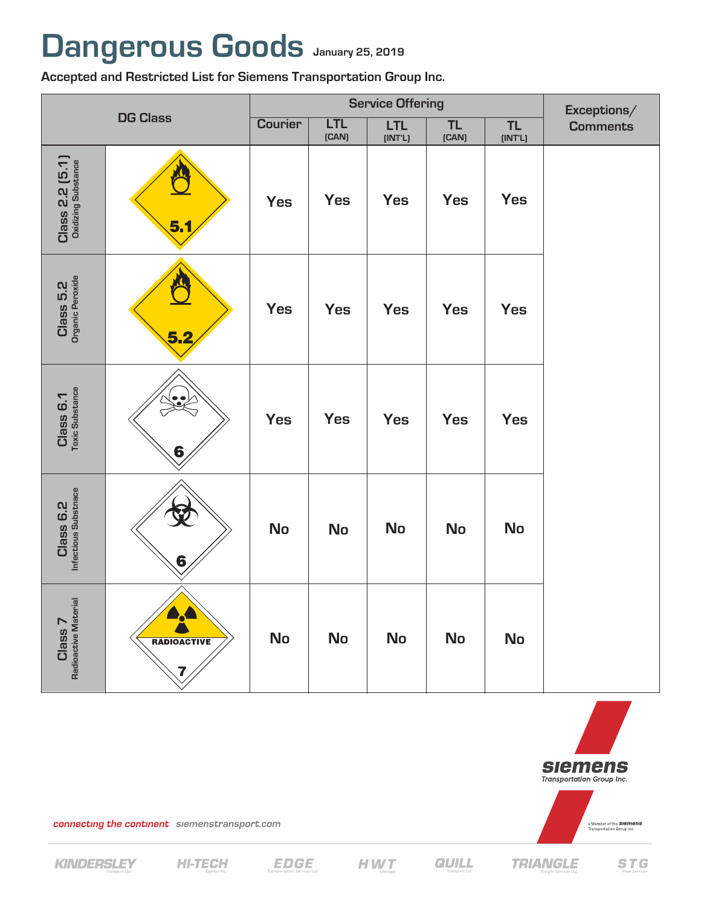# Dangerous Goods

January 25, 2019

**Accepted and Restricted List for Siemens Transportation Group Inc.**

| DG Class | | Service Offering | | | | | Exceptions/ Comments |
|---|---|---|---|---|---|---|---|
| | | Courier | LTL (CAN) | LTL (INT'L) | TL (CAN) | TL (INT'L) | |
| Class 2.2 (5.1) Oxidizing Substance | 5.1 | Yes | Yes | Yes | Yes | Yes | |
| Class 5.2 Organic Peroxide | 5.2 | Yes | Yes | Yes | Yes | Yes | |
| Class 6.1 Toxic Substance | 6 | Yes | Yes | Yes | Yes | Yes | |
| Class 6.2 Infectious Substnace | 6 | No | No | No | No | No | |
| Class 7 Radioactive Material | RADIOACTIVE 7 | No | No | No | No | No | |

siemens Transportation Group Inc.

a Member of the siemens Transportation Group Inc.

*connecting the continent* siemenstransport.com

KINDERSLEY Transport Ltd. | HI-TECH Express Inc. | EDGE Transportation Services Ltd. | HWT Limited | QUILL Transport Ltd. | TRIANGLE Freight Services Ltd. | STG Fleet Services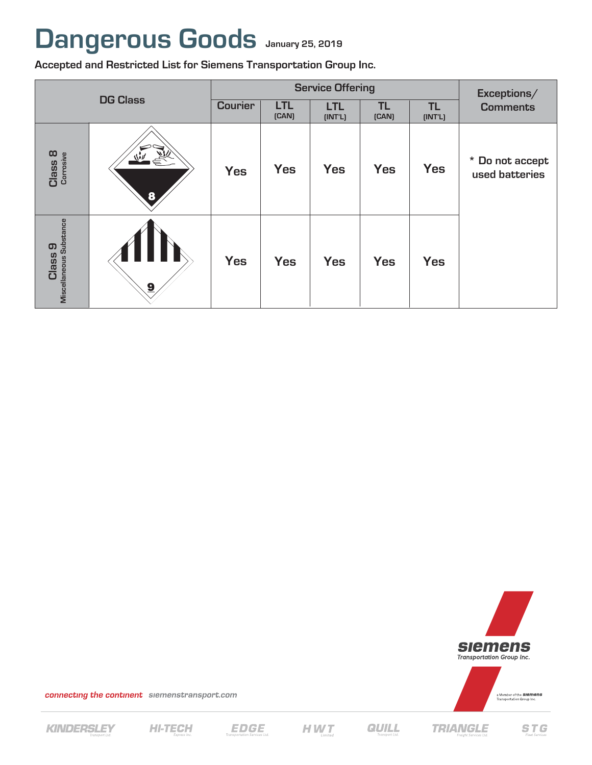# Dangerous Goods

January 25, 2019

**Accepted and Restricted List for Siemens Transportation Group Inc.**

| DG Class | | Service Offering | | | | | Exceptions/ Comments |
|---|---|---|---|---|---|---|---|
| | | Courier | LTL (CAN) | LTL (INT'L) | TL (CAN) | TL (INT'L) | |
| Class 8 Corrosive | 8 | Yes | Yes | Yes | Yes | Yes | * Do not accept used batteries |
| Class 9 Miscellaneous Substance | 9 | Yes | Yes | Yes | Yes | Yes | |

siemens Transportation Group Inc.

*connecting the continent* siemenstransport.com

a Member of the siemens Transportation Group Inc.

KINDERSLEY Transport Ltd. HI-TECH Express Inc. EDGE Transportation Services Ltd. HWT Limited QUILL Transport Ltd. TRIANGLE Freight Services Ltd. STG Fleet Services